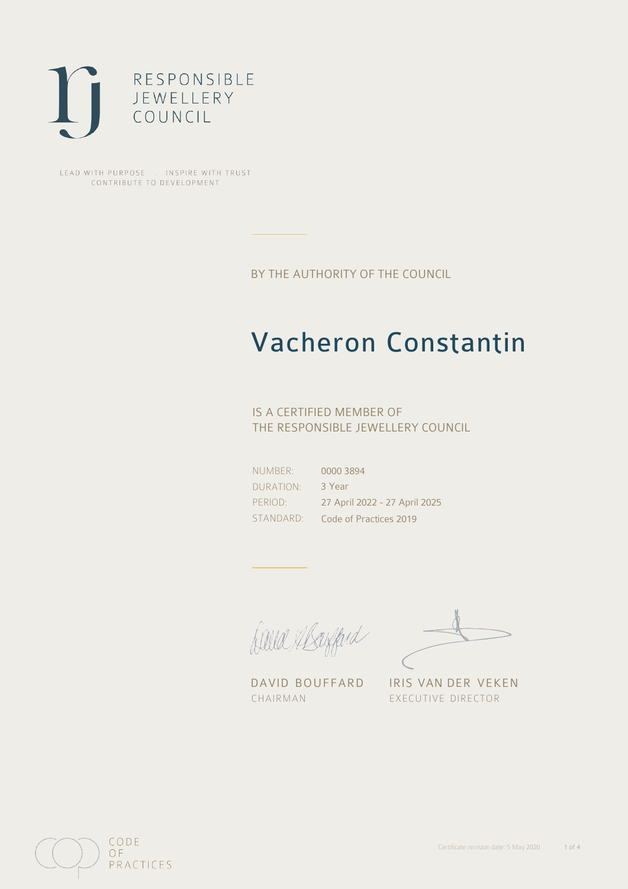RESPONSIBLE
JEWELLERY
COUNCIL

LEAD WITH PURPOSE . INSPIRE WITH TRUST
CONTRIBUTE TO DEVELOPMENT

BY THE AUTHORITY OF THE COUNCIL

# Vacheron Constantin

IS A CERTIFIED MEMBER OF
THE RESPONSIBLE JEWELLERY COUNCIL

| | |
|---|---|
| NUMBER: | 0000 3894 |
| DURATION: | 3 Year |
| PERIOD: | 27 April 2022 - 27 April 2025 |
| STANDARD: | Code of Practices 2019 |

DAVID BOUFFARD
CHAIRMAN

IRIS VAN DER VEKEN
EXECUTIVE DIRECTOR

CODE
OF
PRACTICES

Certificate revision date: 5 May 2020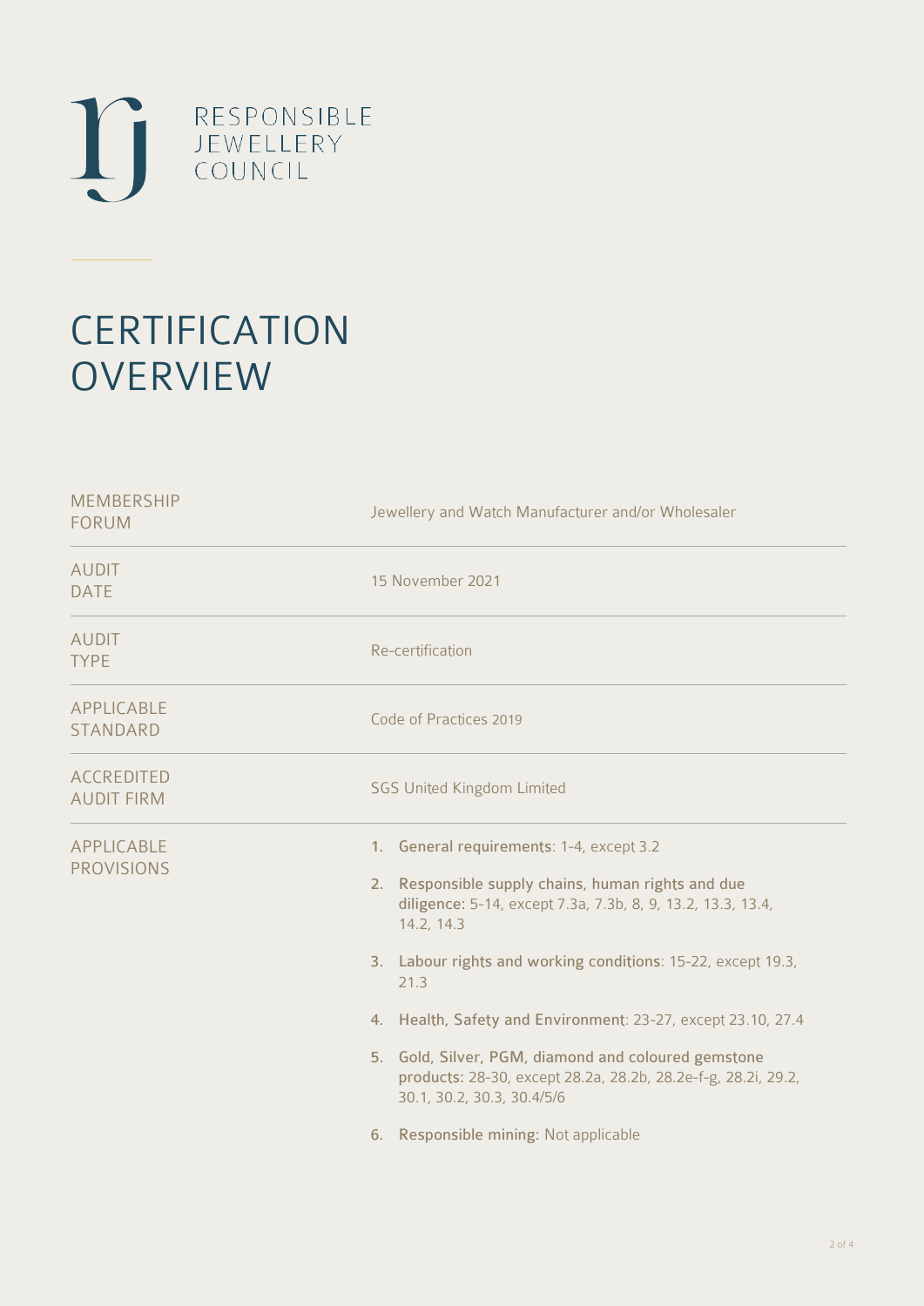RESPONSIBLE JEWELLERY COUNCIL

# CERTIFICATION OVERVIEW

| | |
|---|---|
| MEMBERSHIP FORUM | Jewellery and Watch Manufacturer and/or Wholesaler |
| AUDIT DATE | 15 November 2021 |
| AUDIT TYPE | Re-certification |
| APPLICABLE STANDARD | Code of Practices 2019 |
| ACCREDITED AUDIT FIRM | SGS United Kingdom Limited |
| APPLICABLE PROVISIONS | 1. **General requirements**: 1-4, except 3.2<br>2. **Responsible supply chains, human rights and due diligence:** 5-14, except 7.3a, 7.3b, 8, 9, 13.2, 13.3, 13.4, 14.2, 14.3<br>3. **Labour rights and working conditions**: 15-22, except 19.3, 21.3<br>4. **Health, Safety and Environment**: 23-27, except 23.10, 27.4<br>5. **Gold, Silver, PGM, diamond and coloured gemstone products:** 28-30, except 28.2a, 28.2b, 28.2e-f-g, 28.2i, 29.2, 30.1, 30.2, 30.3, 30.4/5/6<br>6. **Responsible mining:** Not applicable |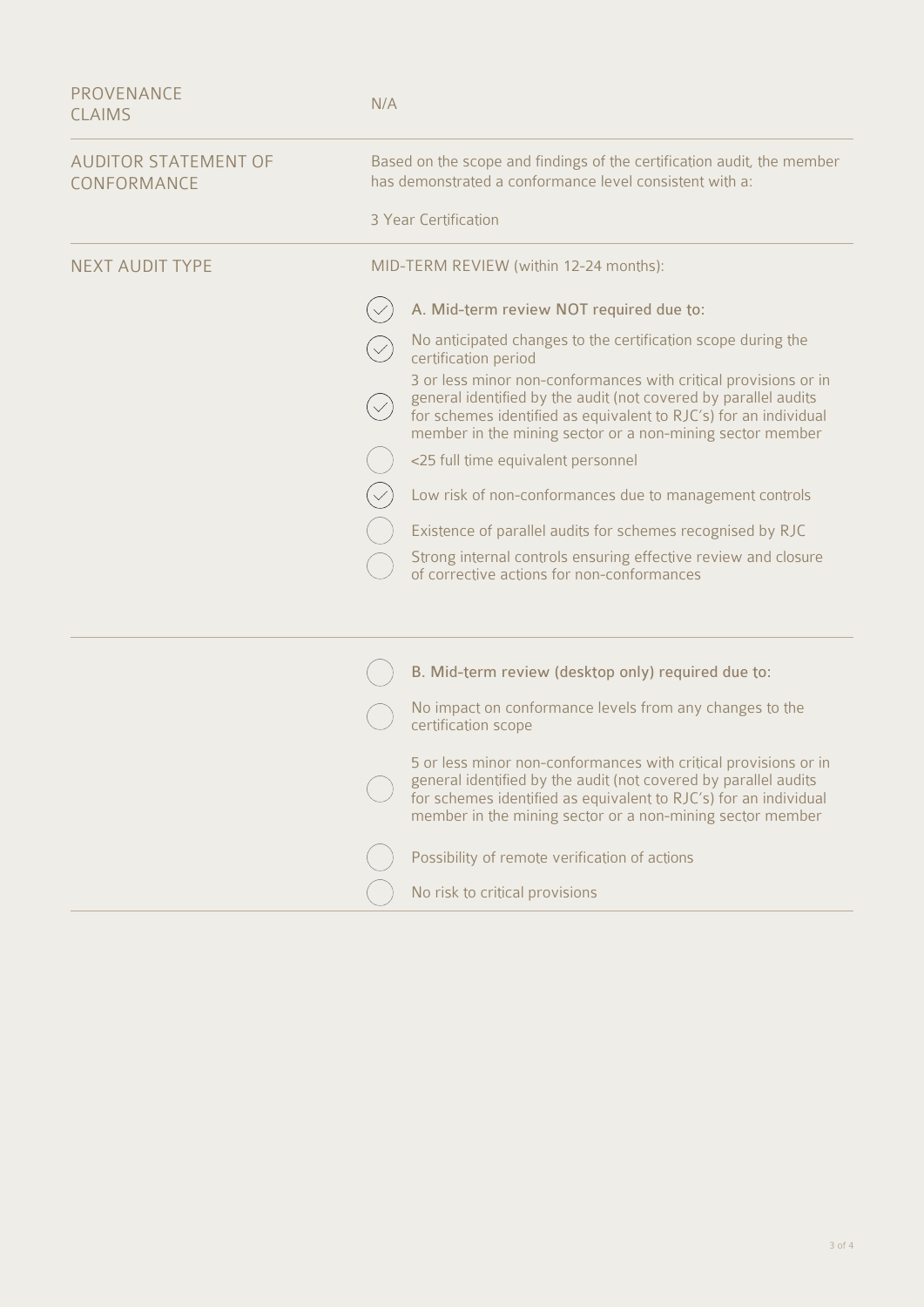| | |
|---|---|
| PROVENANCE CLAIMS | N/A |
| AUDITOR STATEMENT OF CONFORMANCE | Based on the scope and findings of the certification audit, the member has demonstrated a conformance level consistent with a:<br><br>3 Year Certification |
| NEXT AUDIT TYPE | MID-TERM REVIEW (within 12-24 months): |

- [x] **A. Mid-term review NOT required due to:**
- [x] No anticipated changes to the certification scope during the certification period
- [x] 3 or less minor non-conformances with critical provisions or in general identified by the audit (not covered by parallel audits for schemes identified as equivalent to RJC's) for an individual member in the mining sector or a non-mining sector member
- [ ] <25 full time equivalent personnel
- [x] Low risk of non-conformances due to management controls
- [ ] Existence of parallel audits for schemes recognised by RJC
- [ ] Strong internal controls ensuring effective review and closure of corrective actions for non-conformances

---

- [ ] **B. Mid-term review (desktop only) required due to:**
- [ ] No impact on conformance levels from any changes to the certification scope
- [ ] 5 or less minor non-conformances with critical provisions or in general identified by the audit (not covered by parallel audits for schemes identified as equivalent to RJC's) for an individual member in the mining sector or a non-mining sector member
- [ ] Possibility of remote verification of actions
- [ ] No risk to critical provisions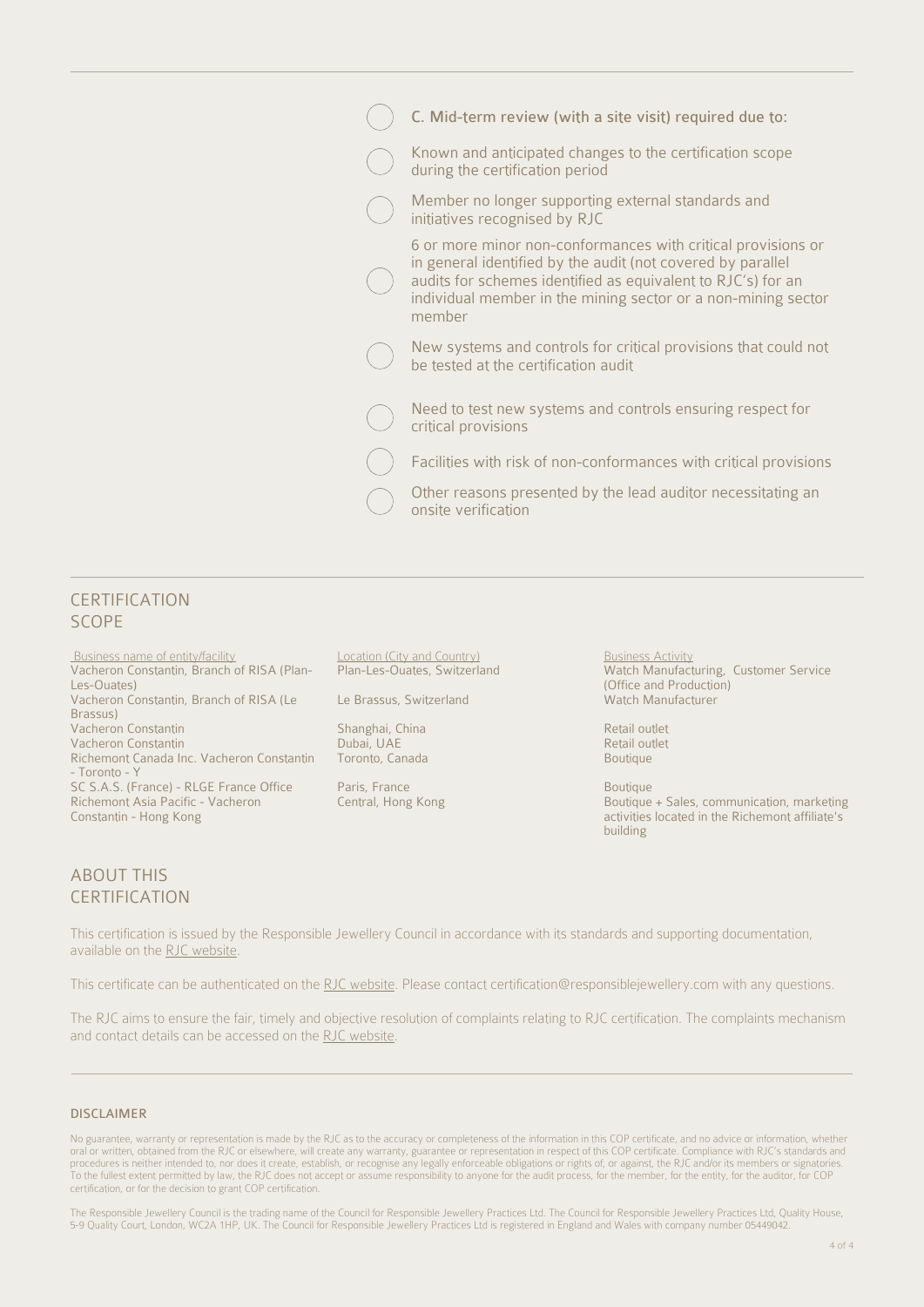- C. Mid-term review (with a site visit) required due to:
- Known and anticipated changes to the certification scope during the certification period
- Member no longer supporting external standards and initiatives recognised by RJC
- 6 or more minor non-conformances with critical provisions or in general identified by the audit (not covered by parallel audits for schemes identified as equivalent to RJC's) for an individual member in the mining sector or a non-mining sector member
- New systems and controls for critical provisions that could not be tested at the certification audit
- Need to test new systems and controls ensuring respect for critical provisions
- Facilities with risk of non-conformances with critical provisions
- Other reasons presented by the lead auditor necessitating an onsite verification

## CERTIFICATION SCOPE

| Business name of entity/facility | Location (City and Country) | Business Activity |
| --- | --- | --- |
| Vacheron Constantin, Branch of RISA (Plan-Les-Ouates) | Plan-Les-Ouates, Switzerland | Watch Manufacturing, Customer Service (Office and Production) |
| Vacheron Constantin, Branch of RISA (Le Brassus) | Le Brassus, Switzerland | Watch Manufacturer |
| Vacheron Constantin | Shanghai, China | Retail outlet |
| Vacheron Constantin | Dubai, UAE | Retail outlet |
| Richemont Canada Inc. Vacheron Constantin - Toronto - Y | Toronto, Canada | Boutique |
| SC S.A.S. (France) - RLGE France Office | Paris, France | Boutique |
| Richemont Asia Pacific - Vacheron Constantin - Hong Kong | Central, Hong Kong | Boutique + Sales, communication, marketing activities located in the Richemont affiliate's building |

## ABOUT THIS CERTIFICATION

This certification is issued by the Responsible Jewellery Council in accordance with its standards and supporting documentation, available on the RJC website.

This certificate can be authenticated on the RJC website. Please contact certification@responsiblejewellery.com with any questions.

The RJC aims to ensure the fair, timely and objective resolution of complaints relating to RJC certification. The complaints mechanism and contact details can be accessed on the RJC website.

### DISCLAIMER

No guarantee, warranty or representation is made by the RJC as to the accuracy or completeness of the information in this COP certificate, and no advice or information, whether oral or written, obtained from the RJC or elsewhere, will create any warranty, guarantee or representation in respect of this COP certificate. Compliance with RJC's standards and procedures is neither intended to, nor does it create, establish, or recognise any legally enforceable obligations or rights of, or against, the RJC and/or its members or signatories. To the fullest extent permitted by law, the RJC does not accept or assume responsibility to anyone for the audit process, for the member, for the entity, for the auditor, for COP certification, or for the decision to grant COP certification.

The Responsible Jewellery Council is the trading name of the Council for Responsible Jewellery Practices Ltd. The Council for Responsible Jewellery Practices Ltd, Quality House, 5-9 Quality Court, London, WC2A 1HP, UK. The Council for Responsible Jewellery Practices Ltd is registered in England and Wales with company number 05449042.